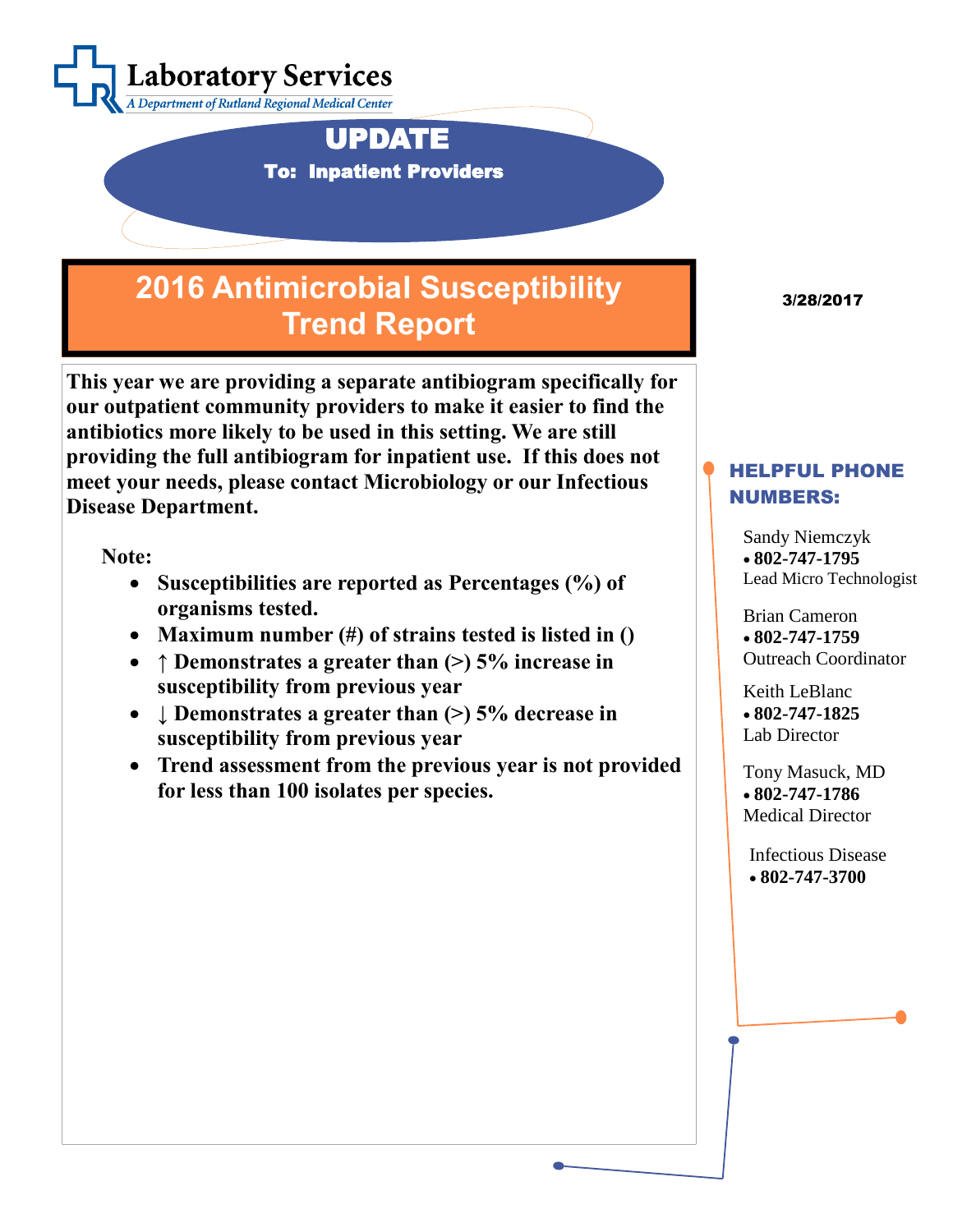**Laboratory Services**

*A Department of Rutland Regional Medical Center*

# UPDATE

**To: Inpatient Providers**

## 2016 Antimicrobial Susceptibility Trend Report

**3/28/2017**

**This year we are providing a separate antibiogram specifically for our outpatient community providers to make it easier to find the antibiotics more likely to be used in this setting. We are still providing the full antibiogram for inpatient use. If this does not meet your needs, please contact Microbiology or our Infectious Disease Department.**

**Note:**

- **Susceptibilities are reported as Percentages (%) of organisms tested.**
- **Maximum number (#) of strains tested is listed in ()**
- **↑ Demonstrates a greater than (>) 5% increase in susceptibility from previous year**
- **↓ Demonstrates a greater than (>) 5% decrease in susceptibility from previous year**
- **Trend assessment from the previous year is not provided for less than 100 isolates per species.**

### HELPFUL PHONE NUMBERS:

Sandy Niemczyk
- **802-747-1795**

Lead Micro Technologist

Brian Cameron
- **802-747-1759**

Outreach Coordinator

Keith LeBlanc
- **802-747-1825**

Lab Director

Tony Masuck, MD
- **802-747-1786**

Medical Director

Infectious Disease
- **802-747-3700**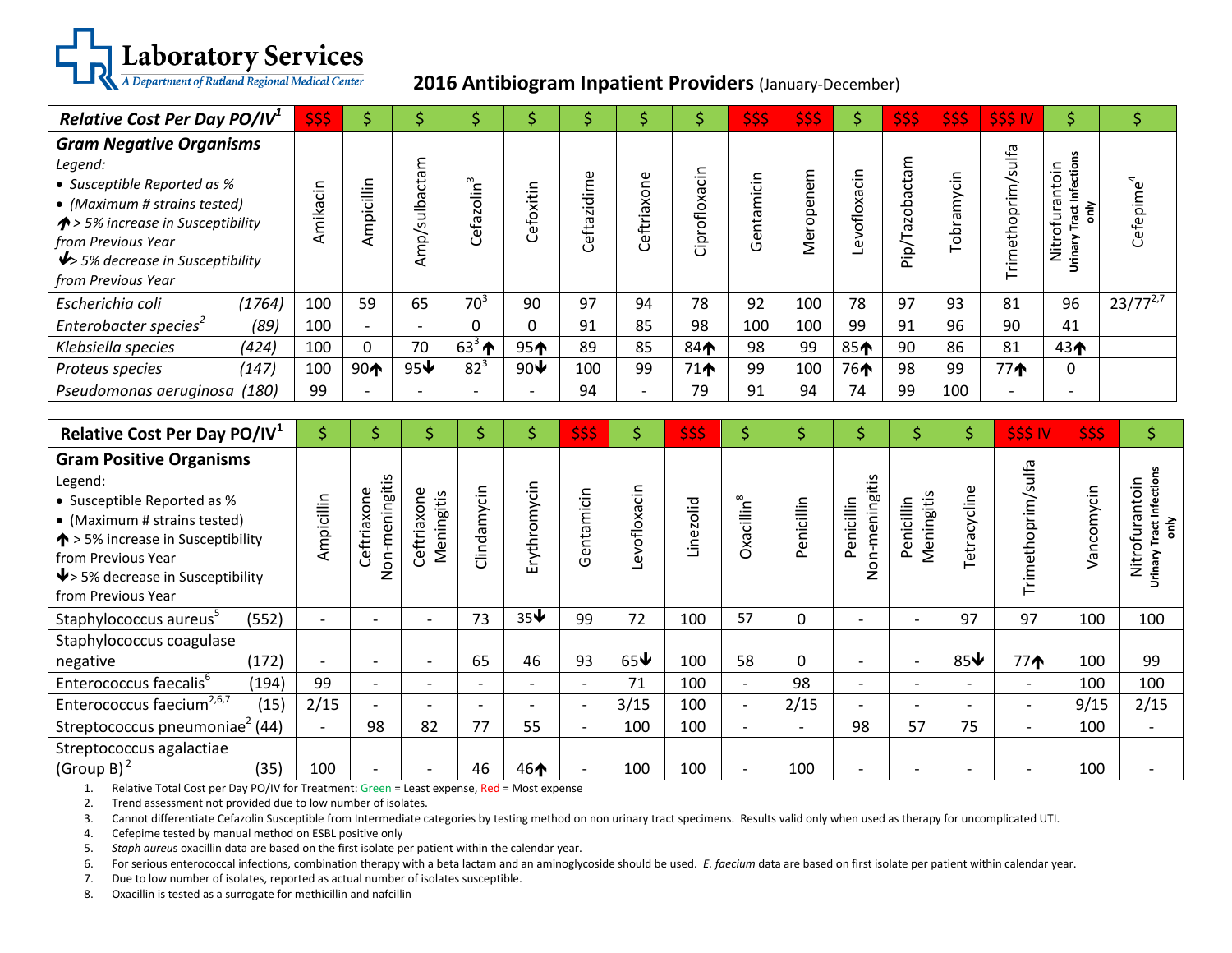# Laboratory Services

*A Department of Rutland Regional Medical Center*

## 2016 Antibiogram Inpatient Providers (January-December)

| Relative Cost Per Day PO/IV[1] | $$$ | $ | $ | $ | $ | $ | $ | $ | $$$ | $$$ | $ | $$$ | $$$ | $$$ IV | $ | $ |
|---|---|---|---|---|---|---|---|---|---|---|---|---|---|---|---|---|
| ***Gram Negative Organisms*** *Legend:* • *Susceptible Reported as %* • *(Maximum # strains tested)* ↑ *> 5% increase in Susceptibility from Previous Year* ↓ *> 5% decrease in Susceptibility from Previous Year* | Amikacin | Ampicillin | Amp/sulbactam | Cefazolin[3] | Cefoxitin | Ceftazidime | Ceftriaxone | Ciprofloxacin | Gentamicin | Meropenem | Levofloxacin | Pip/Tazobactam | Tobramycin | Trimethoprim/sulfa | Nitrofurantoin **Urinary Tract Infections only** | Cefepime[4] |
| *Escherichia coli (1764)* | 100 | 59 | 65 | 70[3] | 90 | 97 | 94 | 78 | 92 | 100 | 78 | 97 | 93 | 81 | 96 | 23/77[2,7] |
| *Enterobacter species[2] (89)* | 100 | - | - | 0 | 0 | 91 | 85 | 98 | 100 | 100 | 99 | 91 | 96 | 90 | 41 | |
| *Klebsiella species (424)* | 100 | 0 | 70 | 63[3] ↑ | 95↑ | 89 | 85 | 84↑ | 98 | 99 | 85↑ | 90 | 86 | 81 | 43↑ | |
| *Proteus species (147)* | 100 | 90↑ | 95↓ | 82[3] | 90↓ | 100 | 99 | 71↑ | 99 | 100 | 76↑ | 98 | 99 | 77↑ | 0 | |
| *Pseudomonas aeruginosa (180)* | 99 | - | - | - | - | 94 | - | 79 | 91 | 94 | 74 | 99 | 100 | - | - | |

| Relative Cost Per Day PO/IV[1] | $ | $ | $ | $ | $ | $$$ | $ | $$$ | $ | $ | $ | $ | $ | $$$ IV | $$$ | $ |
|---|---|---|---|---|---|---|---|---|---|---|---|---|---|---|---|---|
| **Gram Positive Organisms** Legend: • Susceptible Reported as % • (Maximum # strains tested) ↑ > 5% increase in Susceptibility from Previous Year ↓ > 5% decrease in Susceptibility from Previous Year | Ampicillin | Ceftriaxone Non-meningitis | Ceftriaxone Meningitis | Clindamycin | Erythromycin | Gentamicin | Levofloxacin | Linezolid | Oxacillin[8] | Penicillin | Penicillin Non-meningitis | Penicillin Meningitis | Tetracycline | Trimethoprim/sulfa | Vancomycin | Nitrofurantoin **Urinary Tract Infections only** |
| Staphylococcus aureus[5] (552) | - | - | - | 73 | 35↓ | 99 | 72 | 100 | 57 | 0 | - | - | 97 | 97 | 100 | 100 |
| Staphylococcus coagulase negative (172) | - | - | - | 65 | 46 | 93 | 65↓ | 100 | 58 | 0 | - | - | 85↓ | 77↑ | 100 | 99 |
| Enterococcus faecalis[6] (194) | 99 | - | - | - | - | - | 71 | 100 | - | 98 | - | - | - | - | 100 | 100 |
| Enterococcus faecium[2,6,7] (15) | 2/15 | - | - | - | - | - | 3/15 | 100 | - | 2/15 | - | - | - | - | 9/15 | 2/15 |
| Streptococcus pneumoniae[2] (44) | - | 98 | 82 | 77 | 55 | - | 100 | 100 | - | - | 98 | 57 | 75 | - | 100 | - |
| Streptococcus agalactiae (Group B)[2] (35) | 100 | - | - | 46 | 46↑ | - | 100 | 100 | - | 100 | - | - | - | - | 100 | - |

1. Relative Total Cost per Day PO/IV for Treatment: Green = Least expense, Red = Most expense
2. Trend assessment not provided due to low number of isolates.
3. Cannot differentiate Cefazolin Susceptible from Intermediate categories by testing method on non urinary tract specimens. Results valid only when used as therapy for uncomplicated UTI.
4. Cefepime tested by manual method on ESBL positive only
5. *Staph aureus* oxacillin data are based on the first isolate per patient within the calendar year.
6. For serious enterococcal infections, combination therapy with a beta lactam and an aminoglycoside should be used. *E. faecium* data are based on first isolate per patient within calendar year.
7. Due to low number of isolates, reported as actual number of isolates susceptible.
8. Oxacillin is tested as a surrogate for methicillin and nafcillin